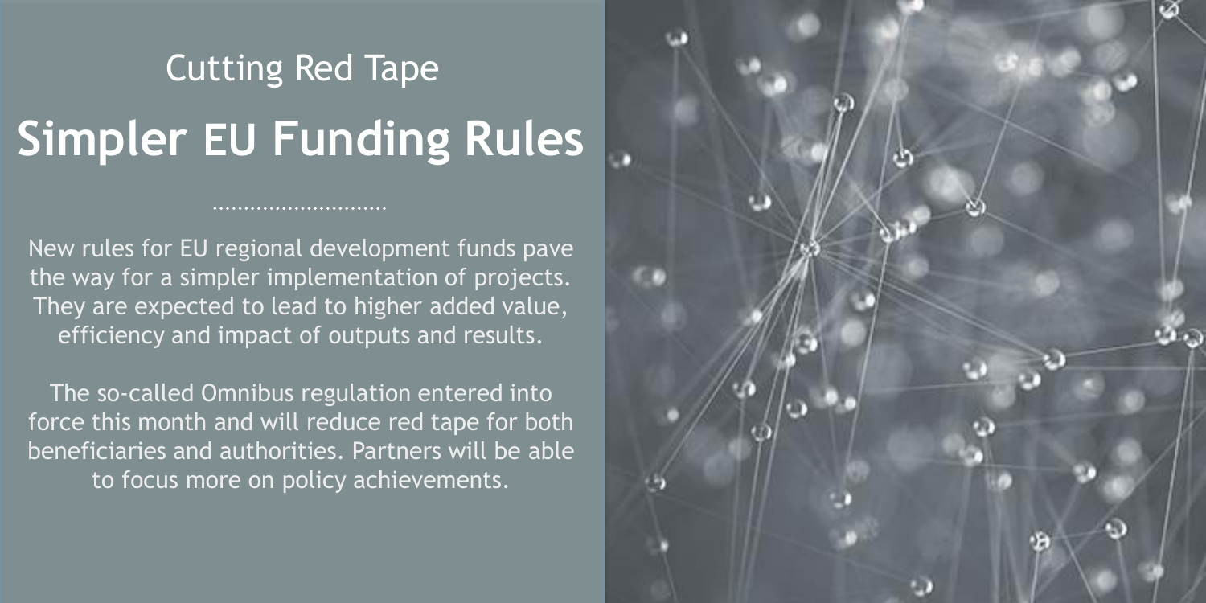## Cutting Red Tape

# Simpler EU Funding Rules

New rules for EU regional development funds pave the way for a simpler implementation of projects. They are expected to lead to higher added value, efficiency and impact of outputs and results.

The so-called Omnibus regulation entered into force this month and will reduce red tape for both beneficiaries and authorities. Partners will be able to focus more on policy achievements.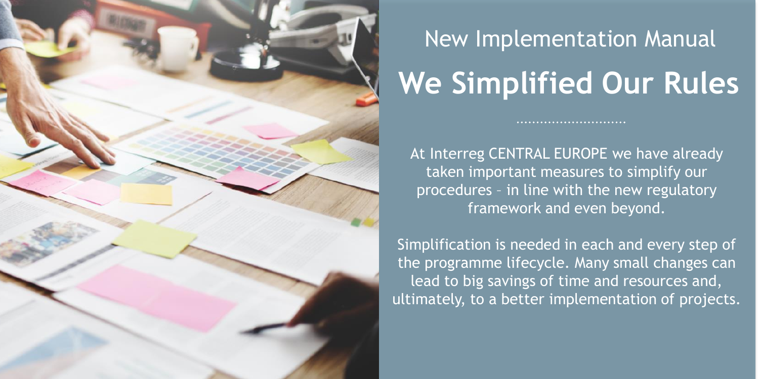New Implementation Manual

# We Simplified Our Rules

At Interreg CENTRAL EUROPE we have already taken important measures to simplify our procedures – in line with the new regulatory framework and even beyond.

Simplification is needed in each and every step of the programme lifecycle. Many small changes can lead to big savings of time and resources and, ultimately, to a better implementation of projects.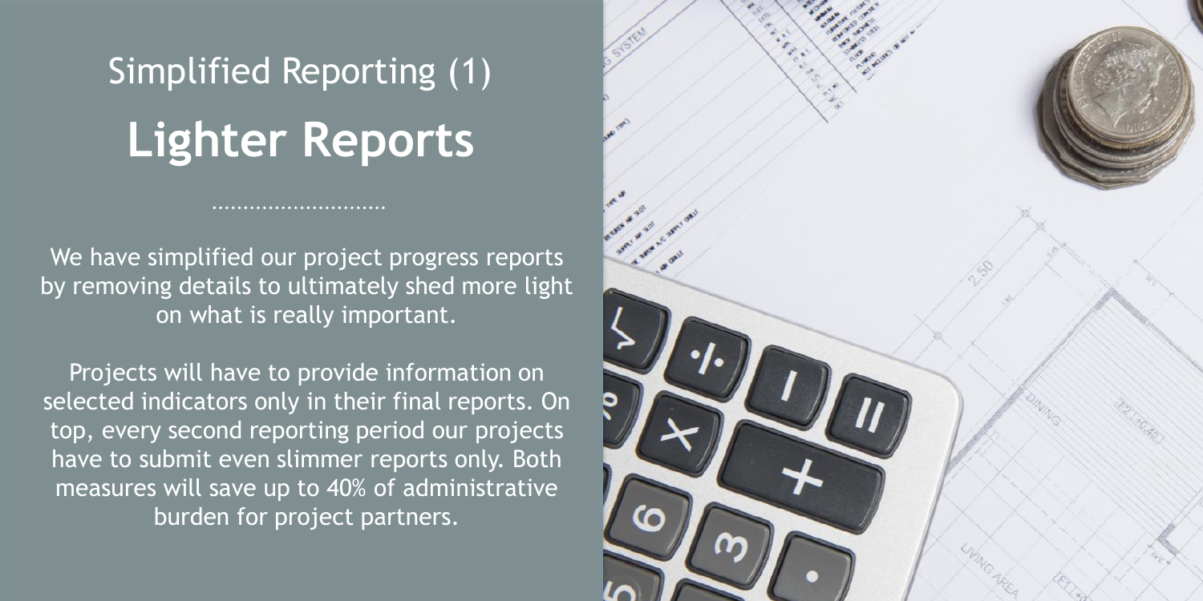# Simplified Reporting (1)

## **Lighter Reports**

We have simplified our project progress reports by removing details to ultimately shed more light on what is really important.

Projects will have to provide information on selected indicators only in their final reports. On top, every second reporting period our projects have to submit even slimmer reports only. Both measures will save up to 40% of administrative burden for project partners.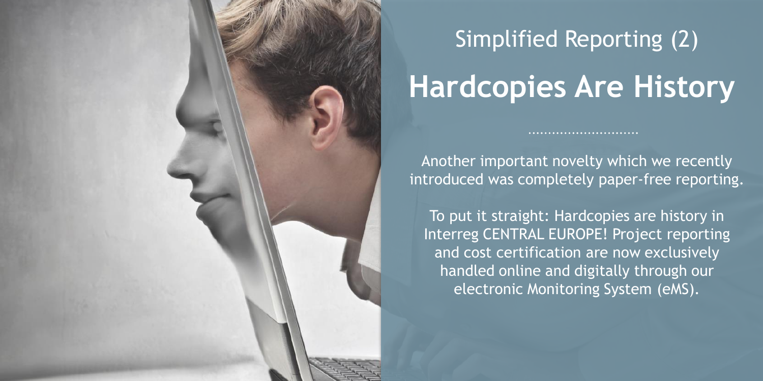## Simplified Reporting (2)

# Hardcopies Are History

Another important novelty which we recently introduced was completely paper-free reporting.

To put it straight: Hardcopies are history in Interreg CENTRAL EUROPE! Project reporting and cost certification are now exclusively handled online and digitally through our electronic Monitoring System (eMS).